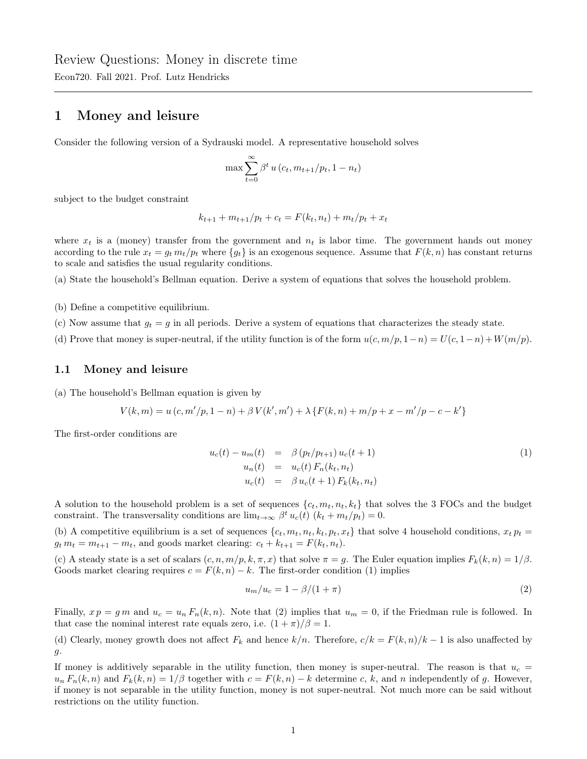# Review Questions: Money in discrete time

Econ720. Fall 2021. Prof. Lutz Hendricks

---

## 1 Money and leisure

Consider the following version of a Sydrauski model. A representative household solves

$$\max \sum_{t=0}^{\infty} \beta^t \, u\left(c_t, m_{t+1}/p_t, 1 - n_t\right)$$

subject to the budget constraint

$$k_{t+1} + m_{t+1}/p_t + c_t = F(k_t, n_t) + m_t/p_t + x_t$$

where $x_t$ is a (money) transfer from the government and $n_t$ is labor time. The government hands out money according to the rule $x_t = g_t \, m_t/p_t$ where $\{g_t\}$ is an exogenous sequence. Assume that $F(k, n)$ has constant returns to scale and satisfies the usual regularity conditions.

(a) State the household's Bellman equation. Derive a system of equations that solves the household problem.

(b) Define a competitive equilibrium.

(c) Now assume that $g_t = g$ in all periods. Derive a system of equations that characterizes the steady state.

(d) Prove that money is super-neutral, if the utility function is of the form $u(c, m/p, 1-n) = U(c, 1-n) + W(m/p)$.

### 1.1 Money and leisure

(a) The household's Bellman equation is given by

$$V(k, m) = u\left(c, m'/p, 1 - n\right) + \beta \, V(k', m') + \lambda \left\{F(k, n) + m/p + x - m'/p - c - k'\right\}$$

The first-order conditions are

$$\begin{aligned} u_c(t) - u_m(t) &= \beta \, (p_t/p_{t+1}) \, u_c(t+1) \\ u_n(t) &= u_c(t) \, F_n(k_t, n_t) \\ u_c(t) &= \beta \, u_c(t+1) \, F_k(k_t, n_t) \end{aligned} \tag{1}$$

A solution to the household problem is a set of sequences $\{c_t, m_t, n_t, k_t\}$ that solves the 3 FOCs and the budget constraint. The transversality conditions are $\lim_{t\to\infty} \beta^t \, u_c(t) \; (k_t + m_t/p_t) = 0$.

(b) A competitive equilibrium is a set of sequences $\{c_t, m_t, n_t, k_t, p_t, x_t\}$ that solve 4 household conditions, $x_t \, p_t = g_t \, m_t = m_{t+1} - m_t$, and goods market clearing: $c_t + k_{t+1} = F(k_t, n_t)$.

(c) A steady state is a set of scalars $(c, n, m/p, k, \pi, x)$ that solve $\pi = g$. The Euler equation implies $F_k(k, n) = 1/\beta$. Goods market clearing requires $c = F(k, n) - k$. The first-order condition (1) implies

$$u_m/u_c = 1 - \beta/(1 + \pi) \tag{2}$$

Finally, $x \, p = g \, m$ and $u_c = u_n \, F_n(k, n)$. Note that (2) implies that $u_m = 0$, if the Friedman rule is followed. In that case the nominal interest rate equals zero, i.e. $(1 + \pi)/\beta = 1$.

(d) Clearly, money growth does not affect $F_k$ and hence $k/n$. Therefore, $c/k = F(k, n)/k - 1$ is also unaffected by $g$.

If money is additively separable in the utility function, then money is super-neutral. The reason is that $u_c = u_n \, F_n(k, n)$ and $F_k(k, n) = 1/\beta$ together with $c = F(k, n) - k$ determine $c$, $k$, and $n$ independently of $g$. However, if money is not separable in the utility function, money is not super-neutral. Not much more can be said without restrictions on the utility function.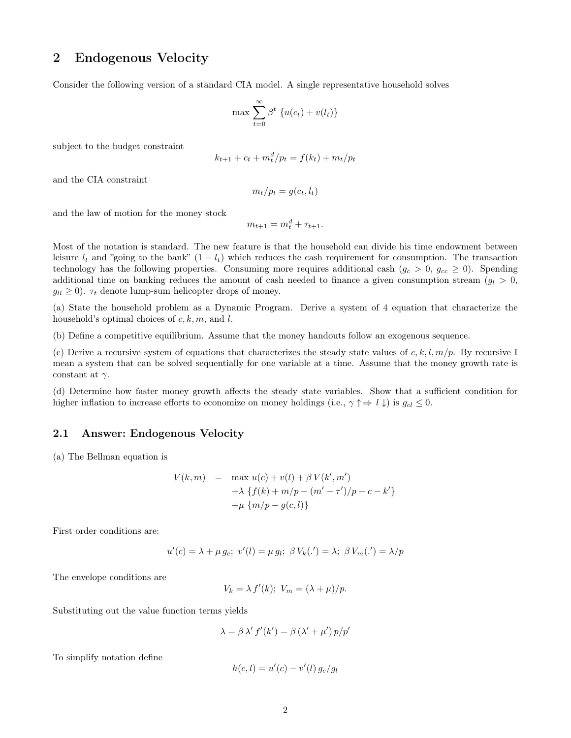## 2 Endogenous Velocity

Consider the following version of a standard CIA model. A single representative household solves

$$\max \sum_{t=0}^{\infty} \beta^t \{u(c_t) + v(l_t)\}$$

subject to the budget constraint

$$k_{t+1} + c_t + m_t^d/p_t = f(k_t) + m_t/p_t$$

and the CIA constraint

$$m_t/p_t = g(c_t, l_t)$$

and the law of motion for the money stock

$$m_{t+1} = m_t^d + \tau_{t+1}.$$

Most of the notation is standard. The new feature is that the household can divide his time endowment between leisure $l_t$ and "going to the bank" $(1 - l_t)$ which reduces the cash requirement for consumption. The transaction technology has the following properties. Consuming more requires additional cash ($g_c > 0$, $g_{cc} \geq 0$). Spending additional time on banking reduces the amount of cash needed to finance a given consumption stream ($g_l > 0$, $g_{ll} \geq 0$). $\tau_t$ denote lump-sum helicopter drops of money.

(a) State the household problem as a Dynamic Program. Derive a system of 4 equation that characterize the household's optimal choices of $c, k, m$, and $l$.

(b) Define a competitive equilibrium. Assume that the money handouts follow an exogenous sequence.

(c) Derive a recursive system of equations that characterizes the steady state values of $c, k, l, m/p$. By recursive I mean a system that can be solved sequentially for one variable at a time. Assume that the money growth rate is constant at $\gamma$.

(d) Determine how faster money growth affects the steady state variables. Show that a sufficient condition for higher inflation to increase efforts to economize on money holdings (i.e., $\gamma \uparrow \Rightarrow l \downarrow$) is $g_{cl} \leq 0$.

### 2.1 Answer: Endogenous Velocity

(a) The Bellman equation is

$$\begin{aligned}
V(k, m) &= \max u(c) + v(l) + \beta V(k', m') \\
&\quad + \lambda \{f(k) + m/p - (m' - \tau')/p - c - k'\} \\
&\quad + \mu \{m/p - g(c, l)\}
\end{aligned}$$

First order conditions are:

$$u'(c) = \lambda + \mu g_c; \; v'(l) = \mu g_l; \; \beta V_k(.') = \lambda; \; \beta V_m(.') = \lambda/p$$

The envelope conditions are

$$V_k = \lambda f'(k); \; V_m = (\lambda + \mu)/p.$$

Substituting out the value function terms yields

$$\lambda = \beta \lambda' f'(k') = \beta (\lambda' + \mu') p/p'$$

To simplify notation define

$$h(c, l) = u'(c) - v'(l) g_c/g_l$$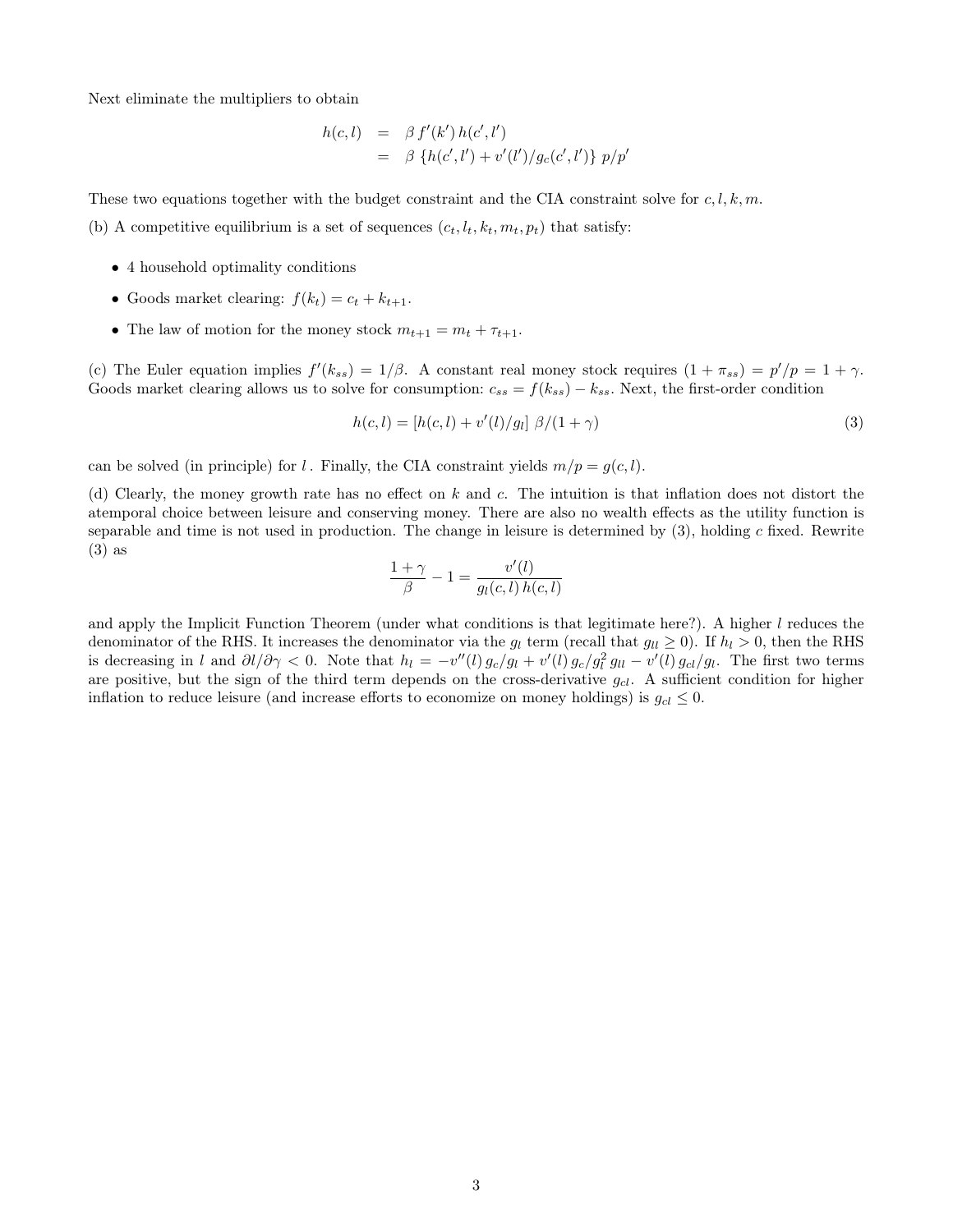Next eliminate the multipliers to obtain

$$
\begin{aligned}
h(c,l) &= \beta\, f'(k')\, h(c',l') \\
&= \beta\, \{h(c',l') + v'(l')/g_c(c',l')\}\; p/p'
\end{aligned}
$$

These two equations together with the budget constraint and the CIA constraint solve for $c, l, k, m$.

(b) A competitive equilibrium is a set of sequences $(c_t, l_t, k_t, m_t, p_t)$ that satisfy:

- 4 household optimality conditions
- Goods market clearing: $f(k_t) = c_t + k_{t+1}$.
- The law of motion for the money stock $m_{t+1} = m_t + \tau_{t+1}$.

(c) The Euler equation implies $f'(k_{ss}) = 1/\beta$. A constant real money stock requires $(1 + \pi_{ss}) = p'/p = 1 + \gamma$. Goods market clearing allows us to solve for consumption: $c_{ss} = f(k_{ss}) - k_{ss}$. Next, the first-order condition

$$
h(c,l) = [h(c,l) + v'(l)/g_l]\;\beta/(1+\gamma) \tag{3}
$$

can be solved (in principle) for $l$. Finally, the CIA constraint yields $m/p = g(c,l)$.

(d) Clearly, the money growth rate has no effect on $k$ and $c$. The intuition is that inflation does not distort the atemporal choice between leisure and conserving money. There are also no wealth effects as the utility function is separable and time is not used in production. The change in leisure is determined by (3), holding $c$ fixed. Rewrite (3) as

$$
\frac{1+\gamma}{\beta} - 1 = \frac{v'(l)}{g_l(c,l)\, h(c,l)}
$$

and apply the Implicit Function Theorem (under what conditions is that legitimate here?). A higher $l$ reduces the denominator of the RHS. It increases the denominator via the $g_l$ term (recall that $g_{ll} \geq 0$). If $h_l > 0$, then the RHS is decreasing in $l$ and $\partial l/\partial\gamma < 0$. Note that $h_l = -v''(l)\, g_c/g_l + v'(l)\, g_c/g_l^2\, g_{ll} - v'(l)\, g_{cl}/g_l$. The first two terms are positive, but the sign of the third term depends on the cross-derivative $g_{cl}$. A sufficient condition for higher inflation to reduce leisure (and increase efforts to economize on money holdings) is $g_{cl} \leq 0$.